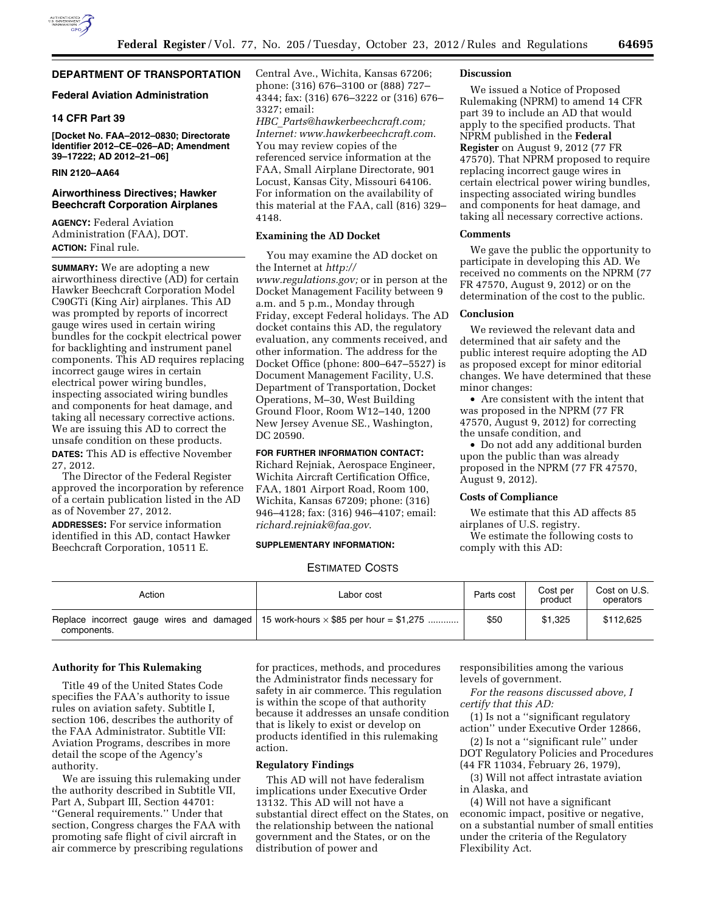## DEPARTMENT OF TRANSPORTATION

### Federal Aviation Administration

### 14 CFR Part 39

**[Docket No. FAA–2012–0830; Directorate Identifier 2012–CE–026–AD; Amendment 39–17222; AD 2012–21–06]**

**RIN 2120–AA64**

### Airworthiness Directives; Hawker Beechcraft Corporation Airplanes

**AGENCY:** Federal Aviation Administration (FAA), DOT.

**ACTION:** Final rule.

**SUMMARY:** We are adopting a new airworthiness directive (AD) for certain Hawker Beechcraft Corporation Model C90GTi (King Air) airplanes. This AD was prompted by reports of incorrect gauge wires used in certain wiring bundles for the cockpit electrical power for backlighting and instrument panel components. This AD requires replacing incorrect gauge wires in certain electrical power wiring bundles, inspecting associated wiring bundles and components for heat damage, and taking all necessary corrective actions. We are issuing this AD to correct the unsafe condition on these products.

**DATES:** This AD is effective November 27, 2012.

The Director of the Federal Register approved the incorporation by reference of a certain publication listed in the AD as of November 27, 2012.

**ADDRESSES:** For service information identified in this AD, contact Hawker Beechcraft Corporation, 10511 E. Central Ave., Wichita, Kansas 67206; phone: (316) 676–3100 or (888) 727–4344; fax: (316) 676–3222 or (316) 676–3327; email: *HBC_Parts@hawkerbeechcraft.com; Internet: www.hawkerbeechcraft.com*. You may review copies of the referenced service information at the FAA, Small Airplane Directorate, 901 Locust, Kansas City, Missouri 64106. For information on the availability of this material at the FAA, call (816) 329–4148.

### Examining the AD Docket

You may examine the AD docket on the Internet at *http://www.regulations.gov;* or in person at the Docket Management Facility between 9 a.m. and 5 p.m., Monday through Friday, except Federal holidays. The AD docket contains this AD, the regulatory evaluation, any comments received, and other information. The address for the Docket Office (phone: 800–647–5527) is Document Management Facility, U.S. Department of Transportation, Docket Operations, M–30, West Building Ground Floor, Room W12–140, 1200 New Jersey Avenue SE., Washington, DC 20590.

**FOR FURTHER INFORMATION CONTACT:** Richard Rejniak, Aerospace Engineer, Wichita Aircraft Certification Office, FAA, 1801 Airport Road, Room 100, Wichita, Kansas 67209; phone: (316) 946–4128; fax: (316) 946–4107; email: *richard.rejniak@faa.gov*.

**SUPPLEMENTARY INFORMATION:**

### Discussion

We issued a Notice of Proposed Rulemaking (NPRM) to amend 14 CFR part 39 to include an AD that would apply to the specified products. That NPRM published in the **Federal Register** on August 9, 2012 (77 FR 47570). That NPRM proposed to require replacing incorrect gauge wires in certain electrical power wiring bundles, inspecting associated wiring bundles and components for heat damage, and taking all necessary corrective actions.

### Comments

We gave the public the opportunity to participate in developing this AD. We received no comments on the NPRM (77 FR 47570, August 9, 2012) or on the determination of the cost to the public.

### Conclusion

We reviewed the relevant data and determined that air safety and the public interest require adopting the AD as proposed except for minor editorial changes. We have determined that these minor changes:

- Are consistent with the intent that was proposed in the NPRM (77 FR 47570, August 9, 2012) for correcting the unsafe condition, and
- Do not add any additional burden upon the public than was already proposed in the NPRM (77 FR 47570, August 9, 2012).

### Costs of Compliance

We estimate that this AD affects 85 airplanes of U.S. registry.

We estimate the following costs to comply with this AD:

ESTIMATED COSTS

| Action | Labor cost | Parts cost | Cost per product | Cost on U.S. operators |
|---|---|---|---|---|
| Replace incorrect gauge wires and damaged components. | 15 work-hours × $85 per hour = $1,275 | $50 | $1,325 | $112,625 |

### Authority for This Rulemaking

Title 49 of the United States Code specifies the FAA's authority to issue rules on aviation safety. Subtitle I, section 106, describes the authority of the FAA Administrator. Subtitle VII: Aviation Programs, describes in more detail the scope of the Agency's authority.

We are issuing this rulemaking under the authority described in Subtitle VII, Part A, Subpart III, Section 44701: ''General requirements.'' Under that section, Congress charges the FAA with promoting safe flight of civil aircraft in air commerce by prescribing regulations for practices, methods, and procedures the Administrator finds necessary for safety in air commerce. This regulation is within the scope of that authority because it addresses an unsafe condition that is likely to exist or develop on products identified in this rulemaking action.

### Regulatory Findings

This AD will not have federalism implications under Executive Order 13132. This AD will not have a substantial direct effect on the States, on the relationship between the national government and the States, or on the distribution of power and responsibilities among the various levels of government.

*For the reasons discussed above, I certify that this AD:*

(1) Is not a ''significant regulatory action'' under Executive Order 12866,

(2) Is not a ''significant rule'' under DOT Regulatory Policies and Procedures (44 FR 11034, February 26, 1979),

(3) Will not affect intrastate aviation in Alaska, and

(4) Will not have a significant economic impact, positive or negative, on a substantial number of small entities under the criteria of the Regulatory Flexibility Act.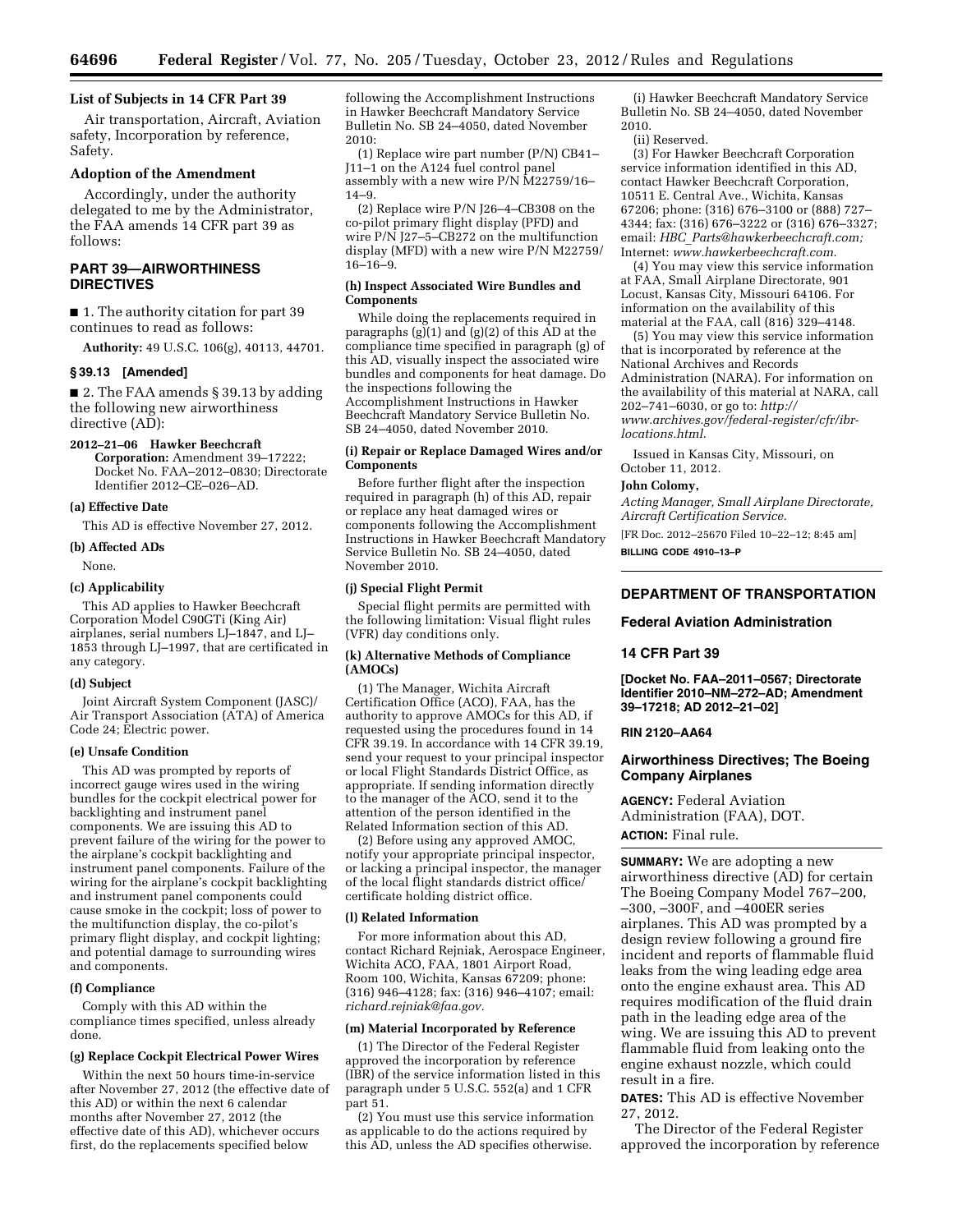**List of Subjects in 14 CFR Part 39**

Air transportation, Aircraft, Aviation safety, Incorporation by reference, Safety.

**Adoption of the Amendment**

Accordingly, under the authority delegated to me by the Administrator, the FAA amends 14 CFR part 39 as follows:

## PART 39—AIRWORTHINESS DIRECTIVES

■ 1. The authority citation for part 39 continues to read as follows:

**Authority:** 49 U.S.C. 106(g), 40113, 44701.

**§ 39.13 [Amended]**

■ 2. The FAA amends § 39.13 by adding the following new airworthiness directive (AD):

**2012–21–06 Hawker Beechcraft Corporation:** Amendment 39–17222; Docket No. FAA–2012–0830; Directorate Identifier 2012–CE–026–AD.

**(a) Effective Date**

This AD is effective November 27, 2012.

**(b) Affected ADs**

None.

**(c) Applicability**

This AD applies to Hawker Beechcraft Corporation Model C90GTi (King Air) airplanes, serial numbers LJ–1847, and LJ–1853 through LJ–1997, that are certificated in any category.

**(d) Subject**

Joint Aircraft System Component (JASC)/Air Transport Association (ATA) of America Code 24; Electric power.

**(e) Unsafe Condition**

This AD was prompted by reports of incorrect gauge wires used in the wiring bundles for the cockpit electrical power for backlighting and instrument panel components. We are issuing this AD to prevent failure of the wiring for the power to the airplane's cockpit backlighting and instrument panel components. Failure of the wiring for the airplane's cockpit backlighting and instrument panel components could cause smoke in the cockpit; loss of power to the multifunction display, the co-pilot's primary flight display, and cockpit lighting; and potential damage to surrounding wires and components.

**(f) Compliance**

Comply with this AD within the compliance times specified, unless already done.

**(g) Replace Cockpit Electrical Power Wires**

Within the next 50 hours time-in-service after November 27, 2012 (the effective date of this AD) or within the next 6 calendar months after November 27, 2012 (the effective date of this AD), whichever occurs first, do the replacements specified below following the Accomplishment Instructions in Hawker Beechcraft Mandatory Service Bulletin No. SB 24–4050, dated November 2010:

(1) Replace wire part number (P/N) CB41–J11–1 on the A124 fuel control panel assembly with a new wire P/N M22759/16–14–9.

(2) Replace wire P/N J26–4–CB308 on the co-pilot primary flight display (PFD) and wire P/N J27–5–CB272 on the multifunction display (MFD) with a new wire P/N M22759/16–16–9.

**(h) Inspect Associated Wire Bundles and Components**

While doing the replacements required in paragraphs (g)(1) and (g)(2) of this AD at the compliance time specified in paragraph (g) of this AD, visually inspect the associated wire bundles and components for heat damage. Do the inspections following the Accomplishment Instructions in Hawker Beechcraft Mandatory Service Bulletin No. SB 24–4050, dated November 2010.

**(i) Repair or Replace Damaged Wires and/or Components**

Before further flight after the inspection required in paragraph (h) of this AD, repair or replace any heat damaged wires or components following the Accomplishment Instructions in Hawker Beechcraft Mandatory Service Bulletin No. SB 24–4050, dated November 2010.

**(j) Special Flight Permit**

Special flight permits are permitted with the following limitation: Visual flight rules (VFR) day conditions only.

**(k) Alternative Methods of Compliance (AMOCs)**

(1) The Manager, Wichita Aircraft Certification Office (ACO), FAA, has the authority to approve AMOCs for this AD, if requested using the procedures found in 14 CFR 39.19. In accordance with 14 CFR 39.19, send your request to your principal inspector or local Flight Standards District Office, as appropriate. If sending information directly to the manager of the ACO, send it to the attention of the person identified in the Related Information section of this AD.

(2) Before using any approved AMOC, notify your appropriate principal inspector, or lacking a principal inspector, the manager of the local flight standards district office/certificate holding district office.

**(l) Related Information**

For more information about this AD, contact Richard Rejniak, Aerospace Engineer, Wichita ACO, FAA, 1801 Airport Road, Room 100, Wichita, Kansas 67209; phone: (316) 946–4128; fax: (316) 946–4107; email: *richard.rejniak@faa.gov*.

**(m) Material Incorporated by Reference**

(1) The Director of the Federal Register approved the incorporation by reference (IBR) of the service information listed in this paragraph under 5 U.S.C. 552(a) and 1 CFR part 51.

(2) You must use this service information as applicable to do the actions required by this AD, unless the AD specifies otherwise.

(i) Hawker Beechcraft Mandatory Service Bulletin No. SB 24–4050, dated November 2010.

(ii) Reserved.

(3) For Hawker Beechcraft Corporation service information identified in this AD, contact Hawker Beechcraft Corporation, 10511 E. Central Ave., Wichita, Kansas 67206; phone: (316) 676–3100 or (888) 727–4344; fax: (316) 676–3222 or (316) 676–3327; email: *HBC_Parts@hawkerbeechcraft.com;* Internet: *www.hawkerbeechcraft.com*.

(4) You may view this service information at FAA, Small Airplane Directorate, 901 Locust, Kansas City, Missouri 64106. For information on the availability of this material at the FAA, call (816) 329–4148.

(5) You may view this service information that is incorporated by reference at the National Archives and Records Administration (NARA). For information on the availability of this material at NARA, call 202–741–6030, or go to: *http://www.archives.gov/federal-register/cfr/ibr-locations.html*.

Issued in Kansas City, Missouri, on October 11, 2012.

**John Colomy,**

*Acting Manager, Small Airplane Directorate, Aircraft Certification Service.*

[FR Doc. 2012–25670 Filed 10–22–12; 8:45 am]

**BILLING CODE 4910–13–P**

---

## DEPARTMENT OF TRANSPORTATION

## Federal Aviation Administration

## 14 CFR Part 39

**[Docket No. FAA–2011–0567; Directorate Identifier 2010–NM–272–AD; Amendment 39–17218; AD 2012–21–02]**

**RIN 2120–AA64**

## Airworthiness Directives; The Boeing Company Airplanes

**AGENCY:** Federal Aviation Administration (FAA), DOT.

**ACTION:** Final rule.

**SUMMARY:** We are adopting a new airworthiness directive (AD) for certain The Boeing Company Model 767–200, –300, –300F, and –400ER series airplanes. This AD was prompted by a design review following a ground fire incident and reports of flammable fluid leaks from the wing leading edge area onto the engine exhaust area. This AD requires modification of the fluid drain path in the leading edge area of the wing. We are issuing this AD to prevent flammable fluid from leaking onto the engine exhaust nozzle, which could result in a fire.

**DATES:** This AD is effective November 27, 2012.

The Director of the Federal Register approved the incorporation by reference